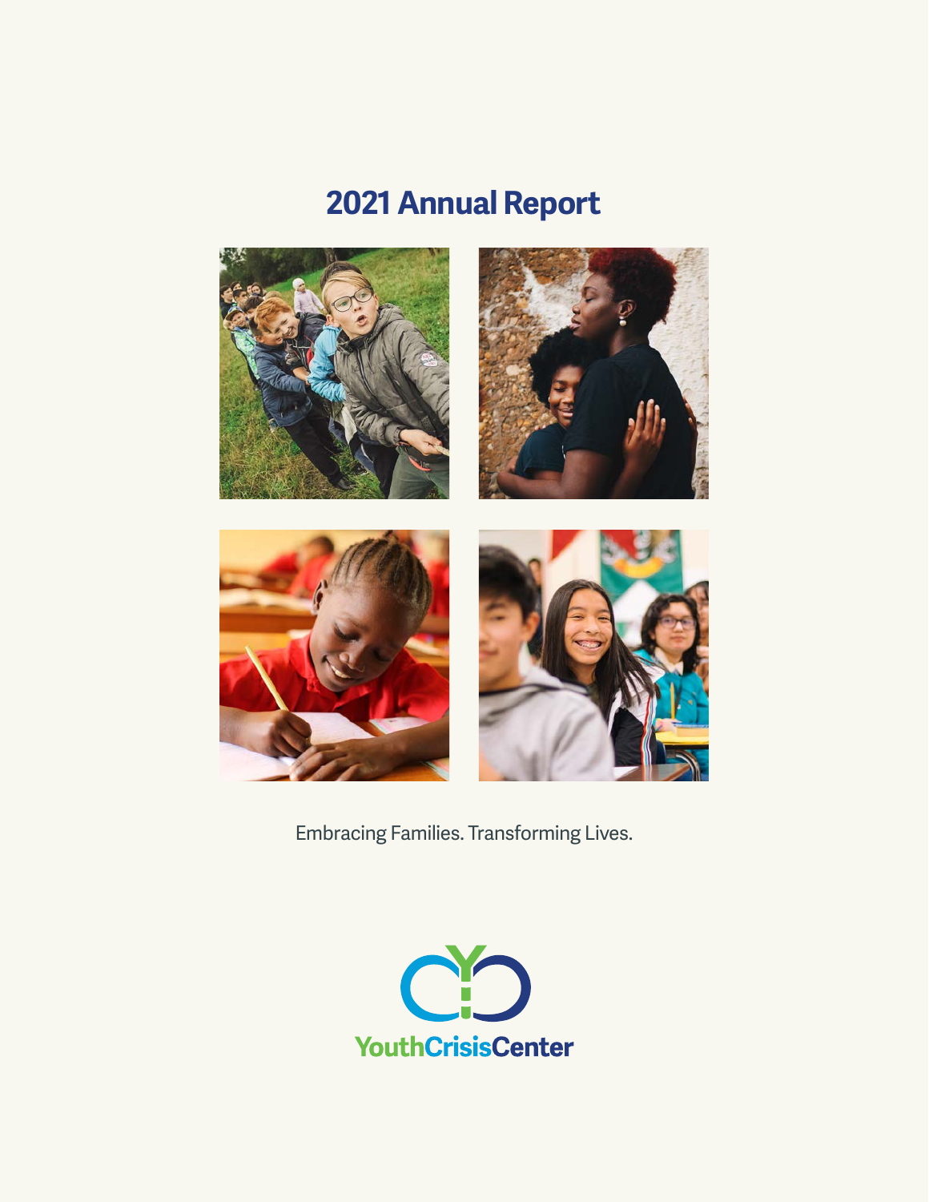# 2021 Annual Report

Embracing Families. Transforming Lives.

YouthCrisisCenter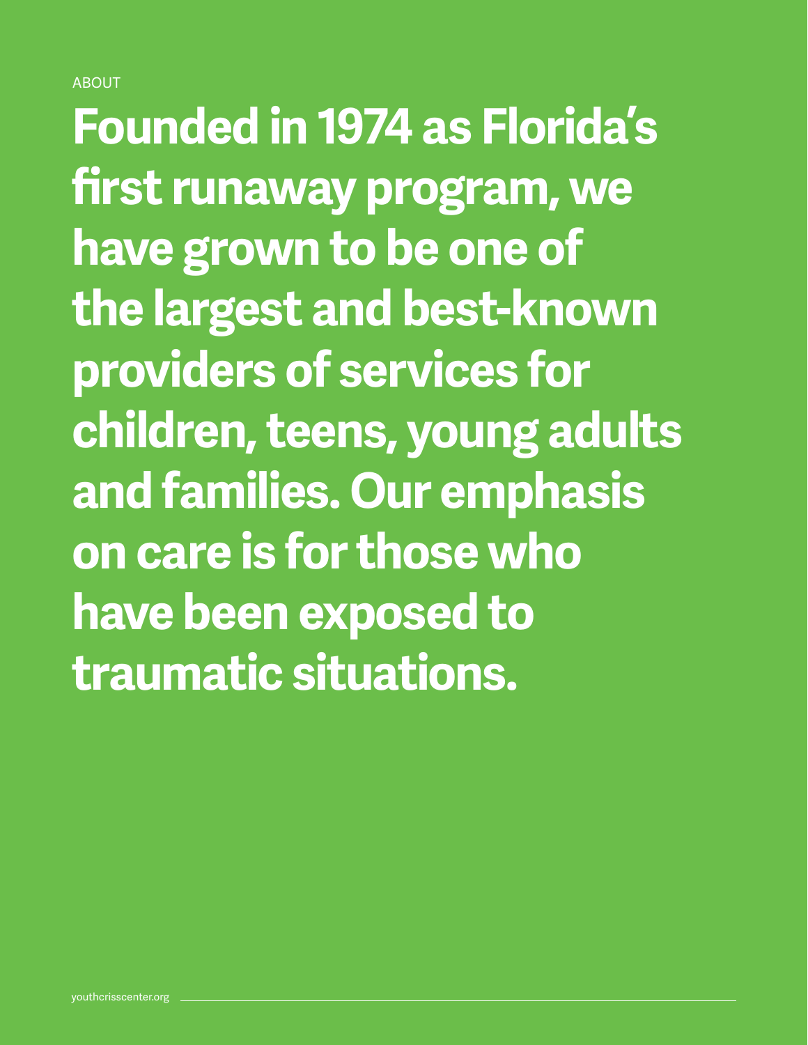ABOUT

# Founded in 1974 as Florida's first runaway program, we have grown to be one of the largest and best-known providers of services for children, teens, young adults and families. Our emphasis on care is for those who have been exposed to traumatic situations.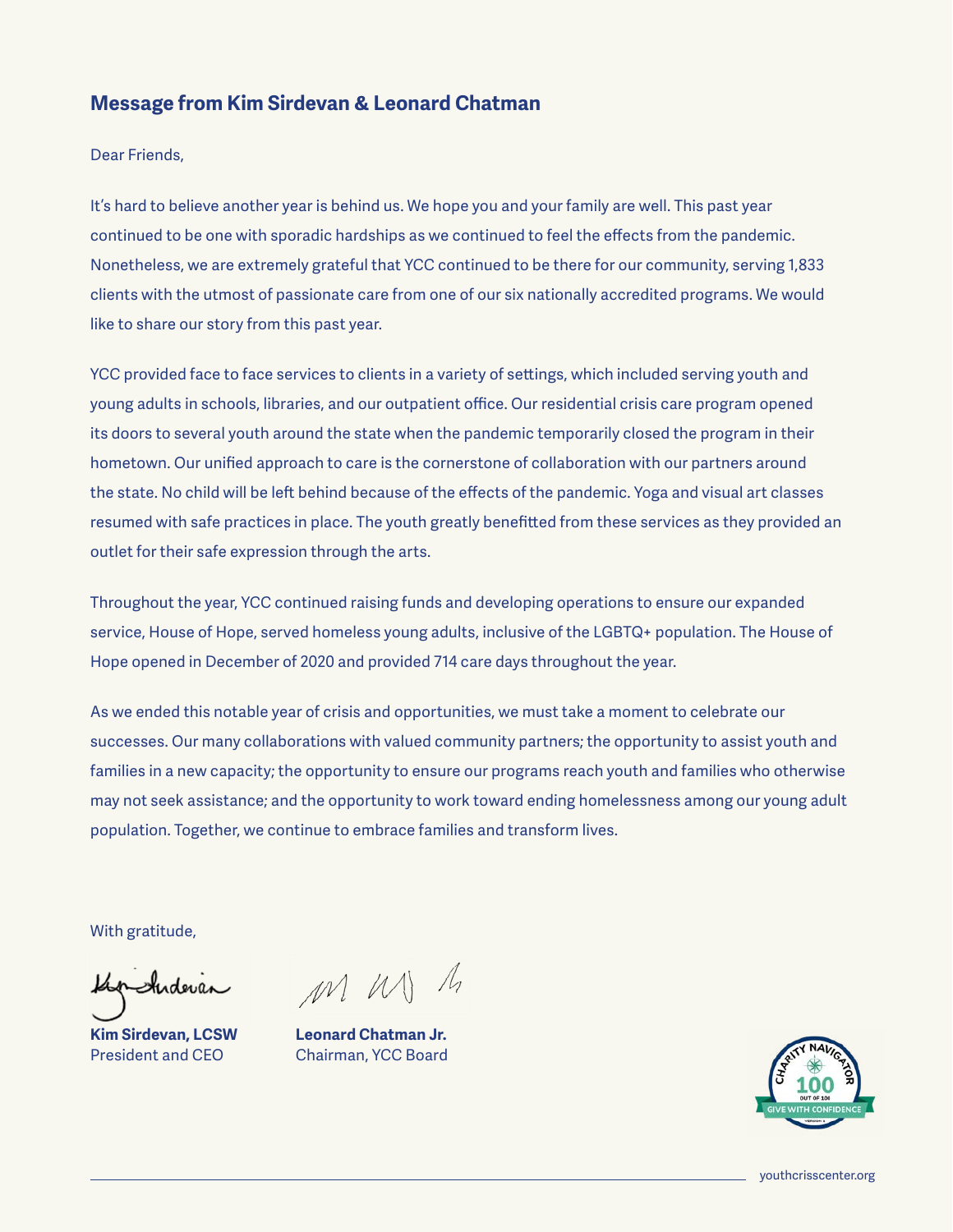## Message from Kim Sirdevan & Leonard Chatman

Dear Friends,

It's hard to believe another year is behind us. We hope you and your family are well. This past year continued to be one with sporadic hardships as we continued to feel the effects from the pandemic. Nonetheless, we are extremely grateful that YCC continued to be there for our community, serving 1,833 clients with the utmost of passionate care from one of our six nationally accredited programs. We would like to share our story from this past year.

YCC provided face to face services to clients in a variety of settings, which included serving youth and young adults in schools, libraries, and our outpatient office. Our residential crisis care program opened its doors to several youth around the state when the pandemic temporarily closed the program in their hometown. Our unified approach to care is the cornerstone of collaboration with our partners around the state. No child will be left behind because of the effects of the pandemic. Yoga and visual art classes resumed with safe practices in place. The youth greatly benefitted from these services as they provided an outlet for their safe expression through the arts.

Throughout the year, YCC continued raising funds and developing operations to ensure our expanded service, House of Hope, served homeless young adults, inclusive of the LGBTQ+ population. The House of Hope opened in December of 2020 and provided 714 care days throughout the year.

As we ended this notable year of crisis and opportunities, we must take a moment to celebrate our successes. Our many collaborations with valued community partners; the opportunity to assist youth and families in a new capacity; the opportunity to ensure our programs reach youth and families who otherwise may not seek assistance; and the opportunity to work toward ending homelessness among our young adult population. Together, we continue to embrace families and transform lives.

With gratitude,

**Kim Sirdevan, LCSW**
President and CEO

**Leonard Chatman Jr.**
Chairman, YCC Board

CHARITY NAVIGATOR
100 OUT OF 100
GIVE WITH CONFIDENCE

youthcrisscenter.org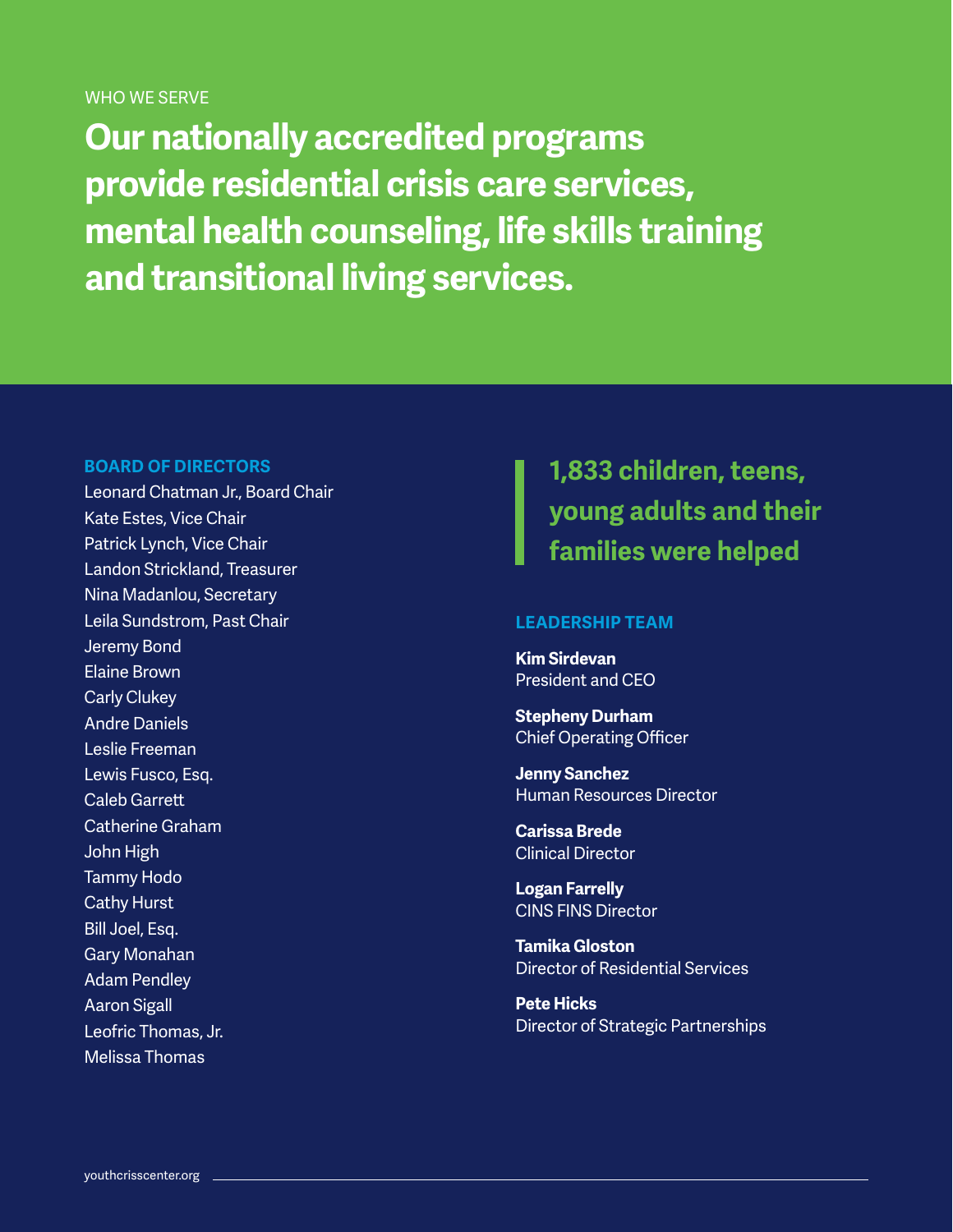WHO WE SERVE

# Our nationally accredited programs provide residential crisis care services, mental health counseling, life skills training and transitional living services.

## BOARD OF DIRECTORS

Leonard Chatman Jr., Board Chair
Kate Estes, Vice Chair
Patrick Lynch, Vice Chair
Landon Strickland, Treasurer
Nina Madanlou, Secretary
Leila Sundstrom, Past Chair
Jeremy Bond
Elaine Brown
Carly Clukey
Andre Daniels
Leslie Freeman
Lewis Fusco, Esq.
Caleb Garrett
Catherine Graham
John High
Tammy Hodo
Cathy Hurst
Bill Joel, Esq.
Gary Monahan
Adam Pendley
Aaron Sigall
Leofric Thomas, Jr.
Melissa Thomas

**1,833 children, teens, young adults and their families were helped**

## LEADERSHIP TEAM

**Kim Sirdevan**
President and CEO

**Stepheny Durham**
Chief Operating Officer

**Jenny Sanchez**
Human Resources Director

**Carissa Brede**
Clinical Director

**Logan Farrelly**
CINS FINS Director

**Tamika Gloston**
Director of Residential Services

**Pete Hicks**
Director of Strategic Partnerships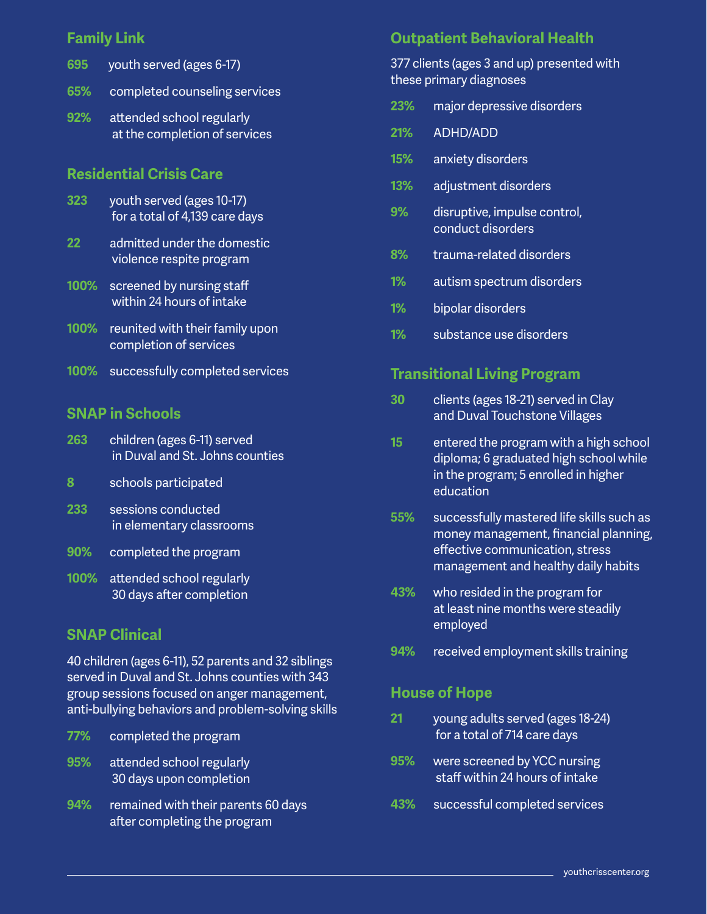## Family Link

- **695** youth served (ages 6-17)
- **65%** completed counseling services
- **92%** attended school regularly at the completion of services

## Residential Crisis Care

- **323** youth served (ages 10-17) for a total of 4,139 care days
- **22** admitted under the domestic violence respite program
- **100%** screened by nursing staff within 24 hours of intake
- **100%** reunited with their family upon completion of services
- **100%** successfully completed services

## SNAP in Schools

- **263** children (ages 6-11) served in Duval and St. Johns counties
- **8** schools participated
- **233** sessions conducted in elementary classrooms
- **90%** completed the program
- **100%** attended school regularly 30 days after completion

## SNAP Clinical

40 children (ages 6-11), 52 parents and 32 siblings served in Duval and St. Johns counties with 343 group sessions focused on anger management, anti-bullying behaviors and problem-solving skills

- **77%** completed the program
- **95%** attended school regularly 30 days upon completion
- **94%** remained with their parents 60 days after completing the program

## Outpatient Behavioral Health

377 clients (ages 3 and up) presented with these primary diagnoses

- **23%** major depressive disorders
- **21%** ADHD/ADD
- **15%** anxiety disorders
- **13%** adjustment disorders
- **9%** disruptive, impulse control, conduct disorders
- **8%** trauma-related disorders
- **1%** autism spectrum disorders
- **1%** bipolar disorders
- **1%** substance use disorders

## Transitional Living Program

- **30** clients (ages 18-21) served in Clay and Duval Touchstone Villages
- **15** entered the program with a high school diploma; 6 graduated high school while in the program; 5 enrolled in higher education
- **55%** successfully mastered life skills such as money management, financial planning, effective communication, stress management and healthy daily habits
- **43%** who resided in the program for at least nine months were steadily employed
- **94%** received employment skills training

## House of Hope

- **21** young adults served (ages 18-24) for a total of 714 care days
- **95%** were screened by YCC nursing staff within 24 hours of intake
- **43%** successful completed services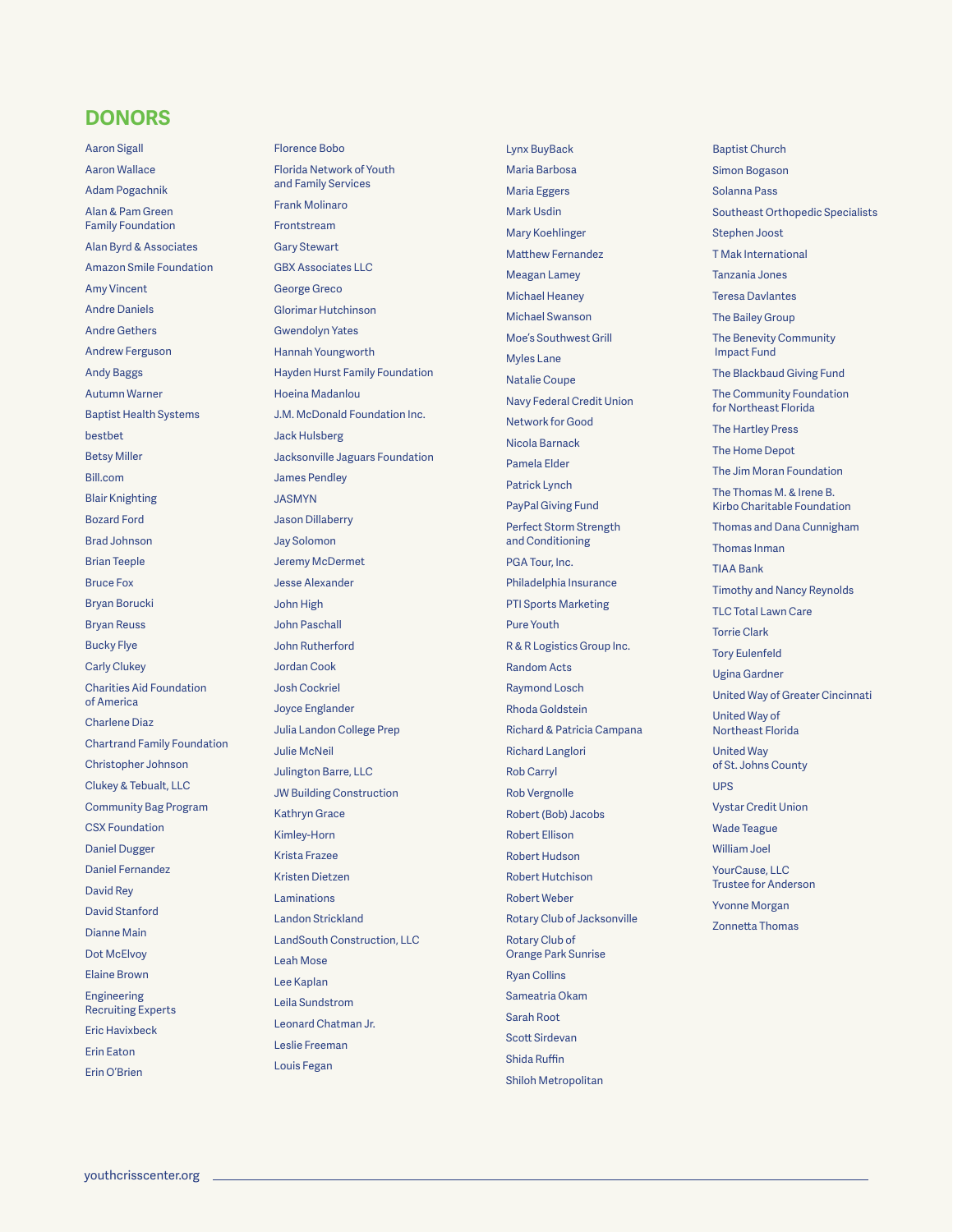## DONORS

Aaron Sigall
Aaron Wallace
Adam Pogachnik
Alan & Pam Green Family Foundation
Alan Byrd & Associates
Amazon Smile Foundation
Amy Vincent
Andre Daniels
Andre Gethers
Andrew Ferguson
Andy Baggs
Autumn Warner
Baptist Health Systems
bestbet
Betsy Miller
Bill.com
Blair Knighting
Bozard Ford
Brad Johnson
Brian Teeple
Bruce Fox
Bryan Borucki
Bryan Reuss
Bucky Flye
Carly Clukey
Charities Aid Foundation of America
Charlene Diaz
Chartrand Family Foundation
Christopher Johnson
Clukey & Tebualt, LLC
Community Bag Program
CSX Foundation
Daniel Dugger
Daniel Fernandez
David Rey
David Stanford
Dianne Main
Dot McElvoy
Elaine Brown
Engineering Recruiting Experts
Eric Havixbeck
Erin Eaton
Erin O'Brien
Florence Bobo
Florida Network of Youth and Family Services
Frank Molinaro
Frontstream
Gary Stewart
GBX Associates LLC
George Greco
Glorimar Hutchinson
Gwendolyn Yates
Hannah Youngworth
Hayden Hurst Family Foundation
Hoeina Madanlou
J.M. McDonald Foundation Inc.
Jack Hulsberg
Jacksonville Jaguars Foundation
James Pendley
JASMYN
Jason Dillaberry
Jay Solomon
Jeremy McDermet
Jesse Alexander
John High
John Paschall
John Rutherford
Jordan Cook
Josh Cockriel
Joyce Englander
Julia Landon College Prep
Julie McNeil
Julington Barre, LLC
JW Building Construction
Kathryn Grace
Kimley-Horn
Krista Frazee
Kristen Dietzen
Laminations
Landon Strickland
LandSouth Construction, LLC
Leah Mose
Lee Kaplan
Leila Sundstrom
Leonard Chatman Jr.
Leslie Freeman
Louis Fegan
Lynx BuyBack
Maria Barbosa
Maria Eggers
Mark Usdin
Mary Koehlinger
Matthew Fernandez
Meagan Lamey
Michael Heaney
Michael Swanson
Moe's Southwest Grill
Myles Lane
Natalie Coupe
Navy Federal Credit Union
Network for Good
Nicola Barnack
Pamela Elder
Patrick Lynch
PayPal Giving Fund
Perfect Storm Strength and Conditioning
PGA Tour, Inc.
Philadelphia Insurance
PTI Sports Marketing
Pure Youth
R & R Logistics Group Inc.
Random Acts
Raymond Losch
Rhoda Goldstein
Richard & Patricia Campana
Richard Langlori
Rob Carryl
Rob Vergnolle
Robert (Bob) Jacobs
Robert Ellison
Robert Hudson
Robert Hutchison
Robert Weber
Rotary Club of Jacksonville
Rotary Club of Orange Park Sunrise
Ryan Collins
Sameatria Okam
Sarah Root
Scott Sirdevan
Shida Ruffin
Shiloh Metropolitan Baptist Church
Simon Bogason
Solanna Pass
Southeast Orthopedic Specialists
Stephen Joost
T Mak International
Tanzania Jones
Teresa Davlantes
The Bailey Group
The Benevity Community Impact Fund
The Blackbaud Giving Fund
The Community Foundation for Northeast Florida
The Hartley Press
The Home Depot
The Jim Moran Foundation
The Thomas M. & Irene B. Kirbo Charitable Foundation
Thomas and Dana Cunnigham
Thomas Inman
TIAA Bank
Timothy and Nancy Reynolds
TLC Total Lawn Care
Torrie Clark
Tory Eulenfeld
Ugina Gardner
United Way of Greater Cincinnati
United Way of Northeast Florida
United Way of St. Johns County
UPS
Vystar Credit Union
Wade Teague
William Joel
YourCause, LLC Trustee for Anderson
Yvonne Morgan
Zonnetta Thomas

youthcrisscenter.org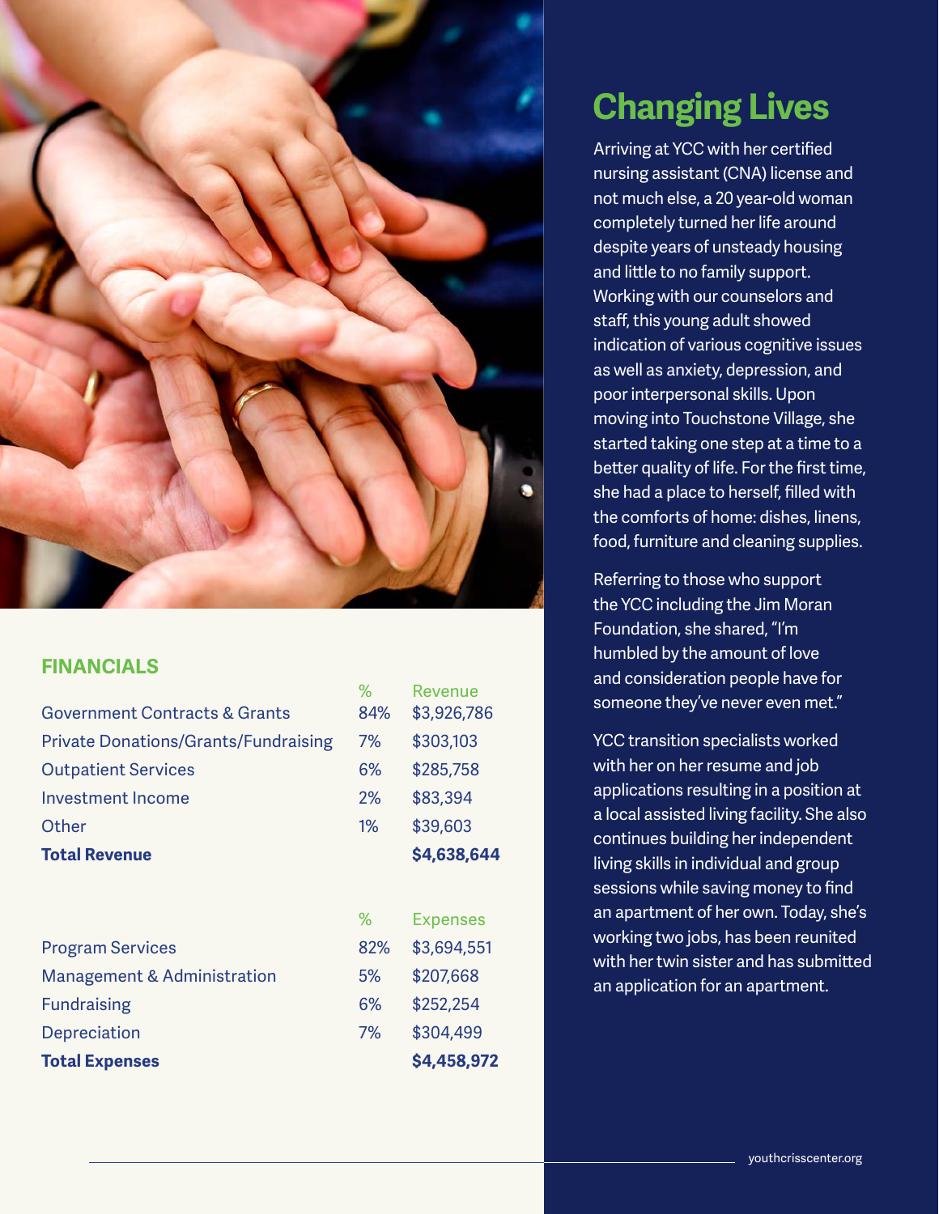## FINANCIALS

| | % | Revenue |
|---|---|---|
| Government Contracts & Grants | 84% | $3,926,786 |
| Private Donations/Grants/Fundraising | 7% | $303,103 |
| Outpatient Services | 6% | $285,758 |
| Investment Income | 2% | $83,394 |
| Other | 1% | $39,603 |
| **Total Revenue** | | **$4,638,644** |

| | % | Expenses |
|---|---|---|
| Program Services | 82% | $3,694,551 |
| Management & Administration | 5% | $207,668 |
| Fundraising | 6% | $252,254 |
| Depreciation | 7% | $304,499 |
| **Total Expenses** | | **$4,458,972** |

## Changing Lives

Arriving at YCC with her certified nursing assistant (CNA) license and not much else, a 20 year-old woman completely turned her life around despite years of unsteady housing and little to no family support. Working with our counselors and staff, this young adult showed indication of various cognitive issues as well as anxiety, depression, and poor interpersonal skills. Upon moving into Touchstone Village, she started taking one step at a time to a better quality of life. For the first time, she had a place to herself, filled with the comforts of home: dishes, linens, food, furniture and cleaning supplies.

Referring to those who support the YCC including the Jim Moran Foundation, she shared, "I'm humbled by the amount of love and consideration people have for someone they've never even met."

YCC transition specialists worked with her on her resume and job applications resulting in a position at a local assisted living facility. She also continues building her independent living skills in individual and group sessions while saving money to find an apartment of her own. Today, she's working two jobs, has been reunited with her twin sister and has submitted an application for an apartment.

youthcrisscenter.org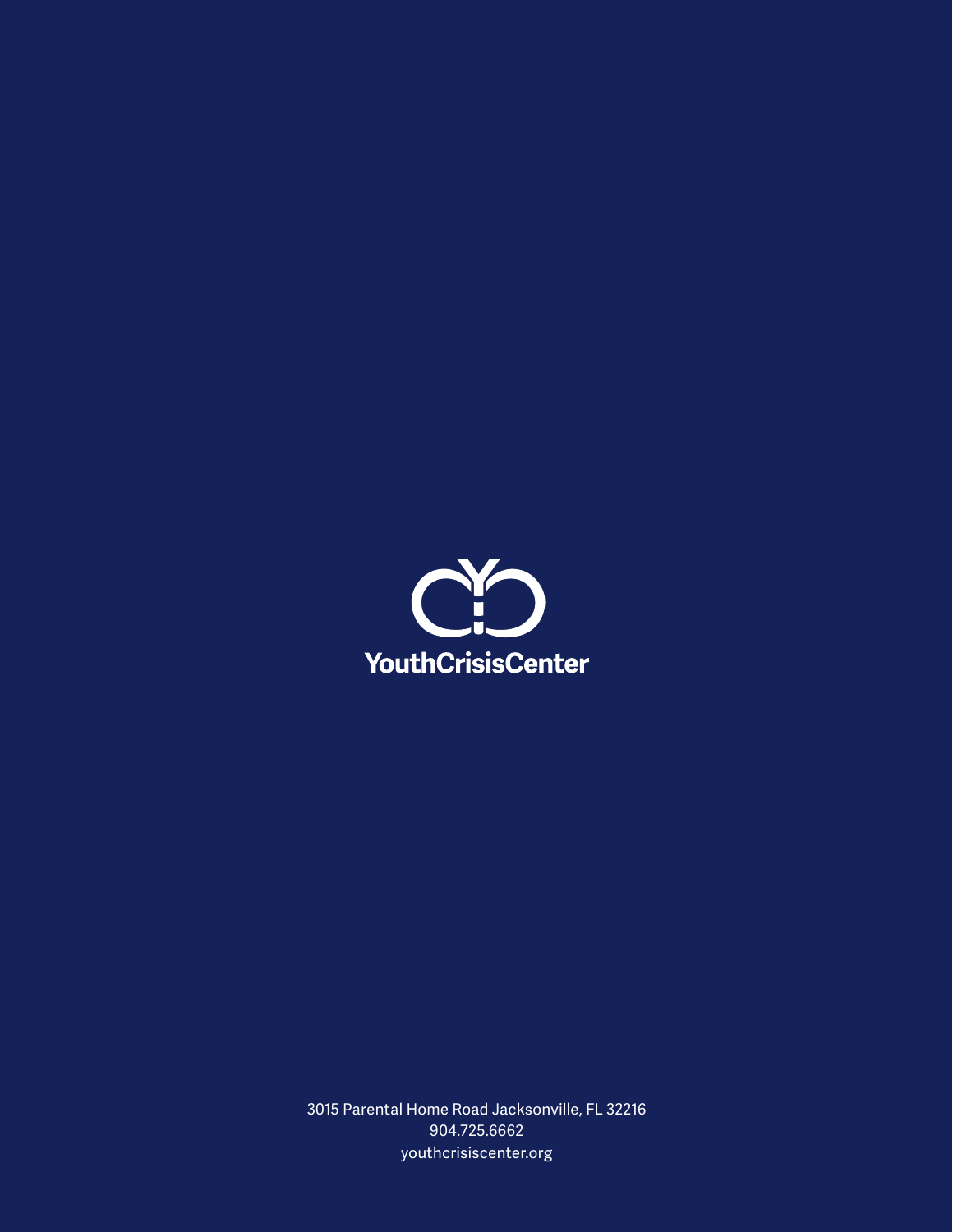YouthCrisisCenter

3015 Parental Home Road Jacksonville, FL 32216
904.725.6662
youthcrisiscenter.org